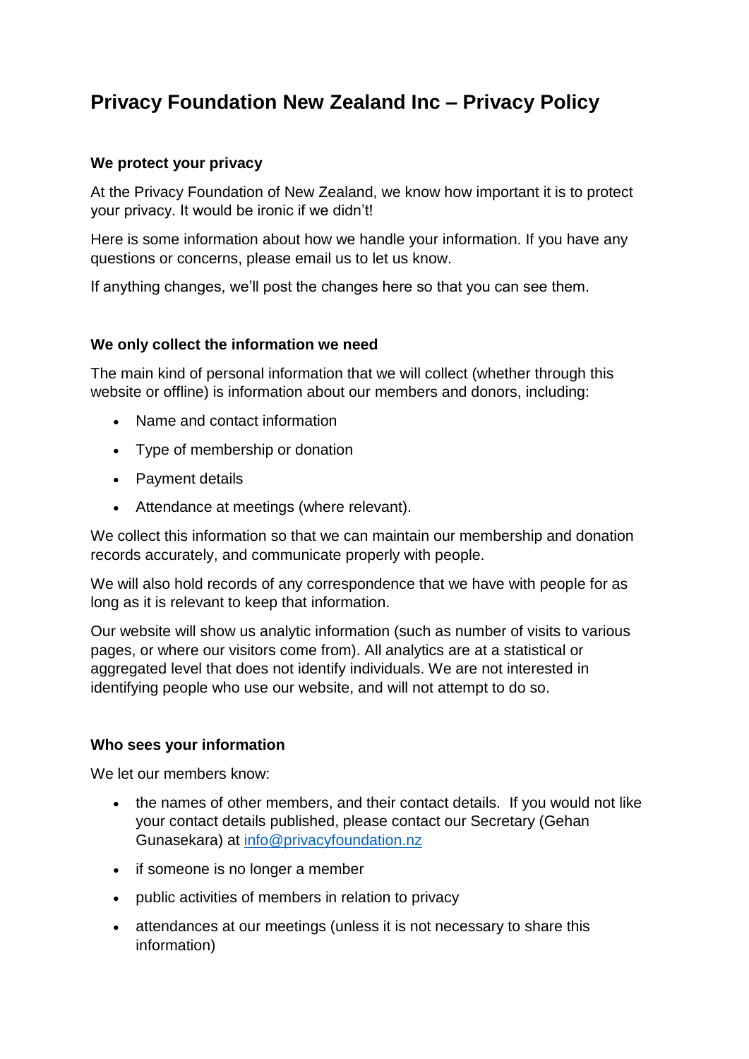# Privacy Foundation New Zealand Inc – Privacy Policy

### We protect your privacy

At the Privacy Foundation of New Zealand, we know how important it is to protect your privacy. It would be ironic if we didn't!

Here is some information about how we handle your information. If you have any questions or concerns, please email us to let us know.

If anything changes, we'll post the changes here so that you can see them.

### We only collect the information we need

The main kind of personal information that we will collect (whether through this website or offline) is information about our members and donors, including:

- Name and contact information
- Type of membership or donation
- Payment details
- Attendance at meetings (where relevant).

We collect this information so that we can maintain our membership and donation records accurately, and communicate properly with people.

We will also hold records of any correspondence that we have with people for as long as it is relevant to keep that information.

Our website will show us analytic information (such as number of visits to various pages, or where our visitors come from). All analytics are at a statistical or aggregated level that does not identify individuals. We are not interested in identifying people who use our website, and will not attempt to do so.

### Who sees your information

We let our members know:

- the names of other members, and their contact details. If you would not like your contact details published, please contact our Secretary (Gehan Gunasekara) at info@privacyfoundation.nz
- if someone is no longer a member
- public activities of members in relation to privacy
- attendances at our meetings (unless it is not necessary to share this information)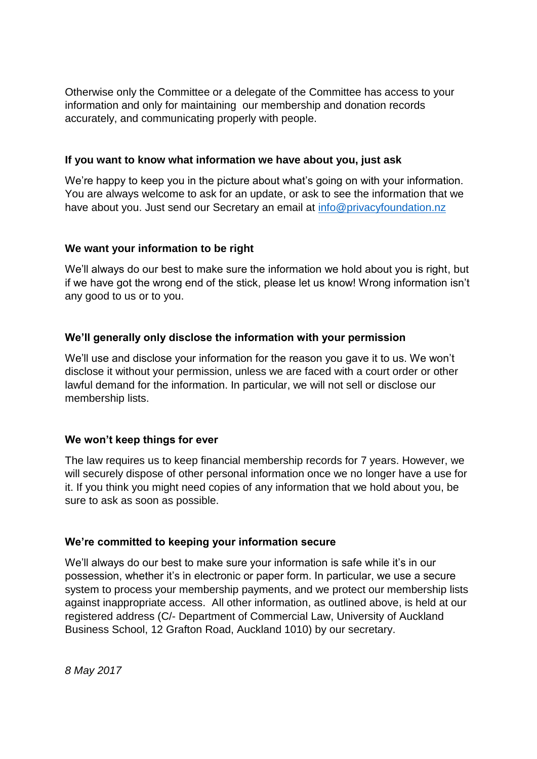Otherwise only the Committee or a delegate of the Committee has access to your information and only for maintaining our membership and donation records accurately, and communicating properly with people.

**If you want to know what information we have about you, just ask**

We're happy to keep you in the picture about what's going on with your information. You are always welcome to ask for an update, or ask to see the information that we have about you. Just send our Secretary an email at info@privacyfoundation.nz

**We want your information to be right**

We'll always do our best to make sure the information we hold about you is right, but if we have got the wrong end of the stick, please let us know! Wrong information isn't any good to us or to you.

**We'll generally only disclose the information with your permission**

We'll use and disclose your information for the reason you gave it to us. We won't disclose it without your permission, unless we are faced with a court order or other lawful demand for the information. In particular, we will not sell or disclose our membership lists.

**We won't keep things for ever**

The law requires us to keep financial membership records for 7 years. However, we will securely dispose of other personal information once we no longer have a use for it. If you think you might need copies of any information that we hold about you, be sure to ask as soon as possible.

**We're committed to keeping your information secure**

We'll always do our best to make sure your information is safe while it's in our possession, whether it's in electronic or paper form. In particular, we use a secure system to process your membership payments, and we protect our membership lists against inappropriate access. All other information, as outlined above, is held at our registered address (C/- Department of Commercial Law, University of Auckland Business School, 12 Grafton Road, Auckland 1010) by our secretary.

*8 May 2017*